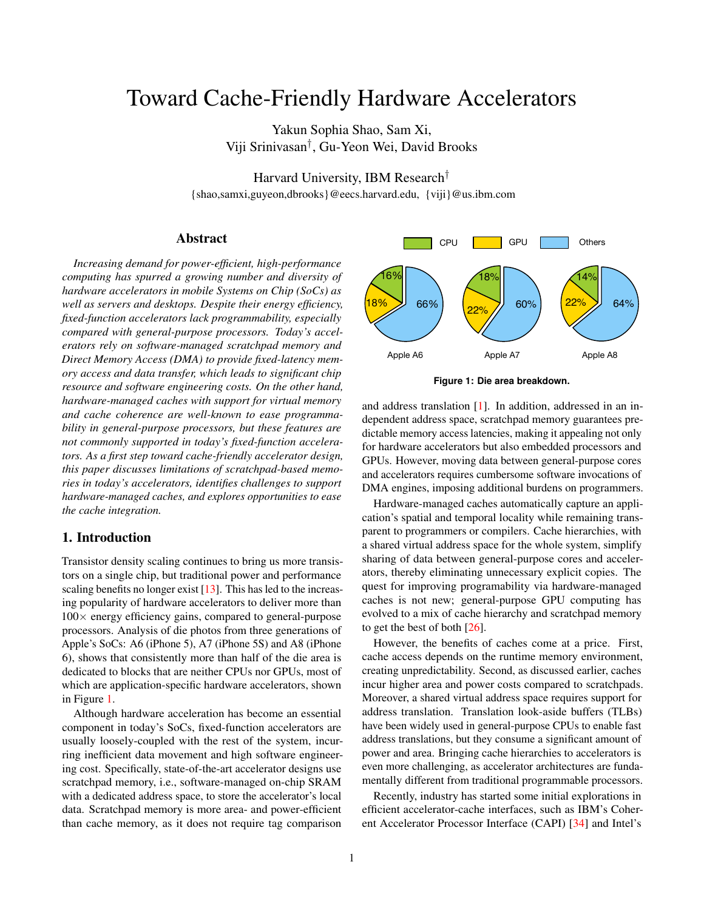# Toward Cache-Friendly Hardware Accelerators

Yakun Sophia Shao, Sam Xi, Viji Srinivasan†, Gu-Yeon Wei, David Brooks

Harvard University, IBM Research†

{shao,samxi,guyeon,dbrooks}@eecs.harvard.edu, {viji}@us.ibm.com

## Abstract

*Increasing demand for power-efficient, high-performance computing has spurred a growing number and diversity of hardware accelerators in mobile Systems on Chip (SoCs) as well as servers and desktops. Despite their energy efficiency, fixed-function accelerators lack programmability, especially compared with general-purpose processors. Today's accelerators rely on software-managed scratchpad memory and Direct Memory Access (DMA) to provide fixed-latency memory access and data transfer, which leads to significant chip resource and software engineering costs. On the other hand, hardware-managed caches with support for virtual memory and cache coherence are well-known to ease programmability in general-purpose processors, but these features are not commonly supported in today's fixed-function accelerators. As a first step toward cache-friendly accelerator design, this paper discusses limitations of scratchpad-based memories in today's accelerators, identifies challenges to support hardware-managed caches, and explores opportunities to ease the cache integration.*

## 1. Introduction

Transistor density scaling continues to bring us more transistors on a single chip, but traditional power and performance scaling benefits no longer exist [13]. This has led to the increasing popularity of hardware accelerators to deliver more than $100\times$ energy efficiency gains, compared to general-purpose processors. Analysis of die photos from three generations of Apple's SoCs: A6 (iPhone 5), A7 (iPhone 5S) and A8 (iPhone 6), shows that consistently more than half of the die area is dedicated to blocks that are neither CPUs nor GPUs, most of which are application-specific hardware accelerators, shown in Figure 1.

Although hardware acceleration has become an essential component in today's SoCs, fixed-function accelerators are usually loosely-coupled with the rest of the system, incurring inefficient data movement and high software engineering cost. Specifically, state-of-the-art accelerator designs use scratchpad memory, i.e., software-managed on-chip SRAM with a dedicated address space, to store the accelerator's local data. Scratchpad memory is more area- and power-efficient than cache memory, as it does not require tag comparison and address translation [1]. In addition, addressed in an independent address space, scratchpad memory guarantees predictable memory access latencies, making it appealing not only for hardware accelerators but also embedded processors and GPUs. However, moving data between general-purpose cores and accelerators requires cumbersome software invocations of DMA engines, imposing additional burdens on programmers.

| | CPU | GPU | Others |
|---|---|---|---|
| Apple A6 | 16% | 18% | 66% |
| Apple A7 | 18% | 22% | 60% |
| Apple A8 | 14% | 22% | 64% |

**Figure 1: Die area breakdown.**

Hardware-managed caches automatically capture an application's spatial and temporal locality while remaining transparent to programmers or compilers. Cache hierarchies, with a shared virtual address space for the whole system, simplify sharing of data between general-purpose cores and accelerators, thereby eliminating unnecessary explicit copies. The quest for improving programability via hardware-managed caches is not new; general-purpose GPU computing has evolved to a mix of cache hierarchy and scratchpad memory to get the best of both [26].

However, the benefits of caches come at a price. First, cache access depends on the runtime memory environment, creating unpredictability. Second, as discussed earlier, caches incur higher area and power costs compared to scratchpads. Moreover, a shared virtual address space requires support for address translation. Translation look-aside buffers (TLBs) have been widely used in general-purpose CPUs to enable fast address translations, but they consume a significant amount of power and area. Bringing cache hierarchies to accelerators is even more challenging, as accelerator architectures are fundamentally different from traditional programmable processors.

Recently, industry has started some initial explorations in efficient accelerator-cache interfaces, such as IBM's Coherent Accelerator Processor Interface (CAPI) [34] and Intel's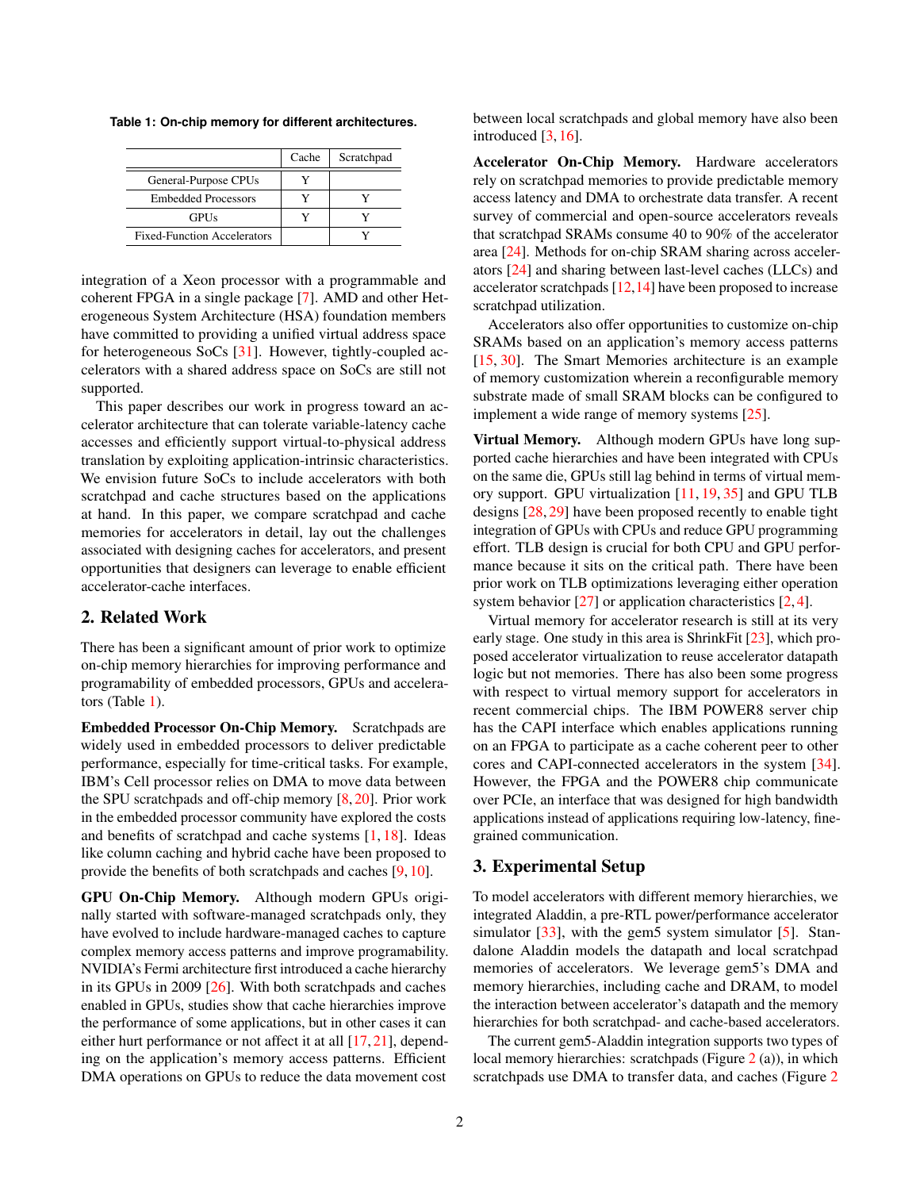**Table 1: On-chip memory for different architectures.**

| | Cache | Scratchpad |
|---|---|---|
| General-Purpose CPUs | Y | |
| Embedded Processors | Y | Y |
| GPUs | Y | Y |
| Fixed-Function Accelerators | | Y |

integration of a Xeon processor with a programmable and coherent FPGA in a single package [7]. AMD and other Heterogeneous System Architecture (HSA) foundation members have committed to providing a unified virtual address space for heterogeneous SoCs [31]. However, tightly-coupled accelerators with a shared address space on SoCs are still not supported.

This paper describes our work in progress toward an accelerator architecture that can tolerate variable-latency cache accesses and efficiently support virtual-to-physical address translation by exploiting application-intrinsic characteristics. We envision future SoCs to include accelerators with both scratchpad and cache structures based on the applications at hand. In this paper, we compare scratchpad and cache memories for accelerators in detail, lay out the challenges associated with designing caches for accelerators, and present opportunities that designers can leverage to enable efficient accelerator-cache interfaces.

## 2. Related Work

There has been a significant amount of prior work to optimize on-chip memory hierarchies for improving performance and programability of embedded processors, GPUs and accelerators (Table 1).

**Embedded Processor On-Chip Memory.** Scratchpads are widely used in embedded processors to deliver predictable performance, especially for time-critical tasks. For example, IBM's Cell processor relies on DMA to move data between the SPU scratchpads and off-chip memory [8, 20]. Prior work in the embedded processor community have explored the costs and benefits of scratchpad and cache systems [1, 18]. Ideas like column caching and hybrid cache have been proposed to provide the benefits of both scratchpads and caches [9, 10].

**GPU On-Chip Memory.** Although modern GPUs originally started with software-managed scratchpads only, they have evolved to include hardware-managed caches to capture complex memory access patterns and improve programability. NVIDIA's Fermi architecture first introduced a cache hierarchy in its GPUs in 2009 [26]. With both scratchpads and caches enabled in GPUs, studies show that cache hierarchies improve the performance of some applications, but in other cases it can either hurt performance or not affect it at all [17, 21], depending on the application's memory access patterns. Efficient DMA operations on GPUs to reduce the data movement cost between local scratchpads and global memory have also been introduced [3, 16].

**Accelerator On-Chip Memory.** Hardware accelerators rely on scratchpad memories to provide predictable memory access latency and DMA to orchestrate data transfer. A recent survey of commercial and open-source accelerators reveals that scratchpad SRAMs consume 40 to 90% of the accelerator area [24]. Methods for on-chip SRAM sharing across accelerators [24] and sharing between last-level caches (LLCs) and accelerator scratchpads [12, 14] have been proposed to increase scratchpad utilization.

Accelerators also offer opportunities to customize on-chip SRAMs based on an application's memory access patterns [15, 30]. The Smart Memories architecture is an example of memory customization wherein a reconfigurable memory substrate made of small SRAM blocks can be configured to implement a wide range of memory systems [25].

**Virtual Memory.** Although modern GPUs have long supported cache hierarchies and have been integrated with CPUs on the same die, GPUs still lag behind in terms of virtual memory support. GPU virtualization [11, 19, 35] and GPU TLB designs [28, 29] have been proposed recently to enable tight integration of GPUs with CPUs and reduce GPU programming effort. TLB design is crucial for both CPU and GPU performance because it sits on the critical path. There have been prior work on TLB optimizations leveraging either operation system behavior [27] or application characteristics [2, 4].

Virtual memory for accelerator research is still at its very early stage. One study in this area is ShrinkFit [23], which proposed accelerator virtualization to reuse accelerator datapath logic but not memories. There has also been some progress with respect to virtual memory support for accelerators in recent commercial chips. The IBM POWER8 server chip has the CAPI interface which enables applications running on an FPGA to participate as a cache coherent peer to other cores and CAPI-connected accelerators in the system [34]. However, the FPGA and the POWER8 chip communicate over PCIe, an interface that was designed for high bandwidth applications instead of applications requiring low-latency, fine-grained communication.

## 3. Experimental Setup

To model accelerators with different memory hierarchies, we integrated Aladdin, a pre-RTL power/performance accelerator simulator [33], with the gem5 system simulator [5]. Standalone Aladdin models the datapath and local scratchpad memories of accelerators. We leverage gem5's DMA and memory hierarchies, including cache and DRAM, to model the interaction between accelerator's datapath and the memory hierarchies for both scratchpad- and cache-based accelerators.

The current gem5-Aladdin integration supports two types of local memory hierarchies: scratchpads (Figure 2 (a)), in which scratchpads use DMA to transfer data, and caches (Figure 2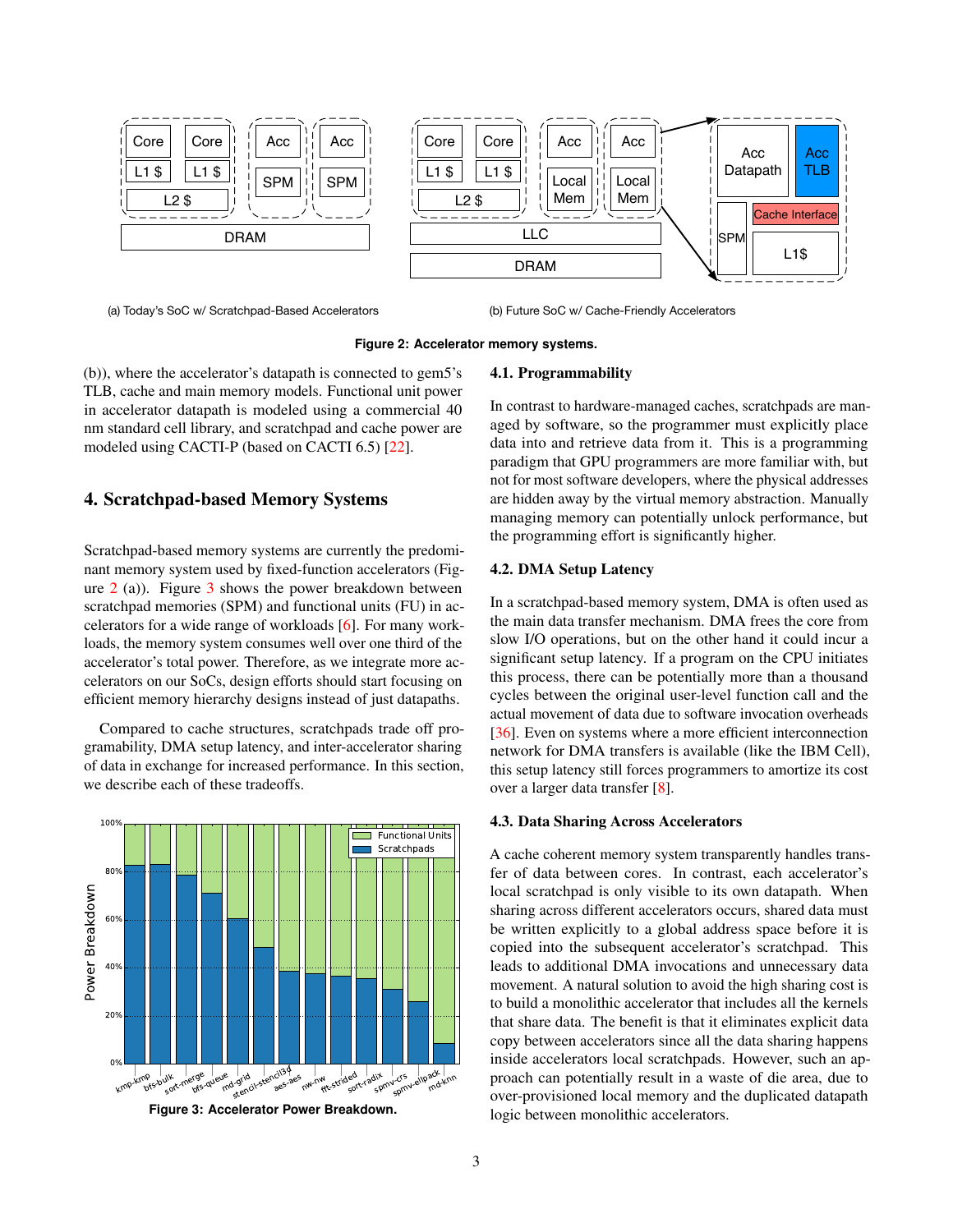(a) Today's SoC w/ Scratchpad-Based Accelerators

(b) Future SoC w/ Cache-Friendly Accelerators

**Figure 2: Accelerator memory systems.**

(b)), where the accelerator's datapath is connected to gem5's TLB, cache and main memory models. Functional unit power in accelerator datapath is modeled using a commercial 40 nm standard cell library, and scratchpad and cache power are modeled using CACTI-P (based on CACTI 6.5) [22].

## 4. Scratchpad-based Memory Systems

Scratchpad-based memory systems are currently the predominant memory system used by fixed-function accelerators (Figure 2 (a)). Figure 3 shows the power breakdown between scratchpad memories (SPM) and functional units (FU) in accelerators for a wide range of workloads [6]. For many workloads, the memory system consumes well over one third of the accelerator's total power. Therefore, as we integrate more accelerators on our SoCs, design efforts should start focusing on efficient memory hierarchy designs instead of just datapaths.

Compared to cache structures, scratchpads trade off programability, DMA setup latency, and inter-accelerator sharing of data in exchange for increased performance. In this section, we describe each of these tradeoffs.

**Figure 3: Accelerator Power Breakdown.**

### 4.1. Programmability

In contrast to hardware-managed caches, scratchpads are managed by software, so the programmer must explicitly place data into and retrieve data from it. This is a programming paradigm that GPU programmers are more familiar with, but not for most software developers, where the physical addresses are hidden away by the virtual memory abstraction. Manually managing memory can potentially unlock performance, but the programming effort is significantly higher.

### 4.2. DMA Setup Latency

In a scratchpad-based memory system, DMA is often used as the main data transfer mechanism. DMA frees the core from slow I/O operations, but on the other hand it could incur a significant setup latency. If a program on the CPU initiates this process, there can be potentially more than a thousand cycles between the original user-level function call and the actual movement of data due to software invocation overheads [36]. Even on systems where a more efficient interconnection network for DMA transfers is available (like the IBM Cell), this setup latency still forces programmers to amortize its cost over a larger data transfer [8].

### 4.3. Data Sharing Across Accelerators

A cache coherent memory system transparently handles transfer of data between cores. In contrast, each accelerator's local scratchpad is only visible to its own datapath. When sharing across different accelerators occurs, shared data must be written explicitly to a global address space before it is copied into the subsequent accelerator's scratchpad. This leads to additional DMA invocations and unnecessary data movement. A natural solution to avoid the high sharing cost is to build a monolithic accelerator that includes all the kernels that share data. The benefit is that it eliminates explicit data copy between accelerators since all the data sharing happens inside accelerators local scratchpads. However, such an approach can potentially result in a waste of die area, due to over-provisioned local memory and the duplicated datapath logic between monolithic accelerators.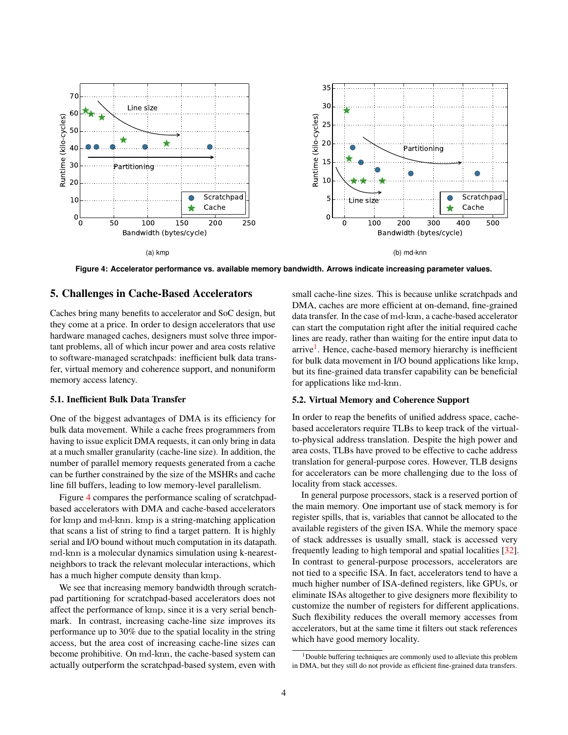(a) kmp

(b) md-knn

**Figure 4: Accelerator performance vs. available memory bandwidth. Arrows indicate increasing parameter values.**

## 5. Challenges in Cache-Based Accelerators

Caches bring many benefits to accelerator and SoC design, but they come at a price. In order to design accelerators that use hardware managed caches, designers must solve three important problems, all of which incur power and area costs relative to software-managed scratchpads: inefficient bulk data transfer, virtual memory and coherence support, and nonuniform memory access latency.

### 5.1. Inefficient Bulk Data Transfer

One of the biggest advantages of DMA is its efficiency for bulk data movement. While a cache frees programmers from having to issue explicit DMA requests, it can only bring in data at a much smaller granularity (cache-line size). In addition, the number of parallel memory requests generated from a cache can be further constrained by the size of the MSHRs and cache line fill buffers, leading to low memory-level parallelism.

Figure 4 compares the performance scaling of scratchpad-based accelerators with DMA and cache-based accelerators for kmp and md-knn. kmp is a string-matching application that scans a list of string to find a target pattern. It is highly serial and I/O bound without much computation in its datapath. md-knn is a molecular dynamics simulation using k-nearest-neighbors to track the relevant molecular interactions, which has a much higher compute density than kmp.

We see that increasing memory bandwidth through scratchpad partitioning for scratchpad-based accelerators does not affect the performance of kmp, since it is a very serial benchmark. In contrast, increasing cache-line size improves its performance up to 30% due to the spatial locality in the string access, but the area cost of increasing cache-line sizes can become prohibitive. On md-knn, the cache-based system can actually outperform the scratchpad-based system, even with small cache-line sizes. This is because unlike scratchpads and DMA, caches are more efficient at on-demand, fine-grained data transfer. In the case of md-knn, a cache-based accelerator can start the computation right after the initial required cache lines are ready, rather than waiting for the entire input data to arrive[1]. Hence, cache-based memory hierarchy is inefficient for bulk data movement in I/O bound applications like kmp, but its fine-grained data transfer capability can be beneficial for applications like md-knn.

### 5.2. Virtual Memory and Coherence Support

In order to reap the benefits of unified address space, cache-based accelerators require TLBs to keep track of the virtual-to-physical address translation. Despite the high power and area costs, TLBs have proved to be effective to cache address translation for general-purpose cores. However, TLB designs for accelerators can be more challenging due to the loss of locality from stack accesses.

In general purpose processors, stack is a reserved portion of the main memory. One important use of stack memory is for register spills, that is, variables that cannot be allocated to the available registers of the given ISA. While the memory space of stack addresses is usually small, stack is accessed very frequently leading to high temporal and spatial localities [32]. In contrast to general-purpose processors, accelerators are not tied to a specific ISA. In fact, accelerators tend to have a much higher number of ISA-defined registers, like GPUs, or eliminate ISAs altogether to give designers more flexibility to customize the number of registers for different applications. Such flexibility reduces the overall memory accesses from accelerators, but at the same time it filters out stack references which have good memory locality.

[1] Double buffering techniques are commonly used to alleviate this problem in DMA, but they still do not provide as efficient fine-grained data transfers.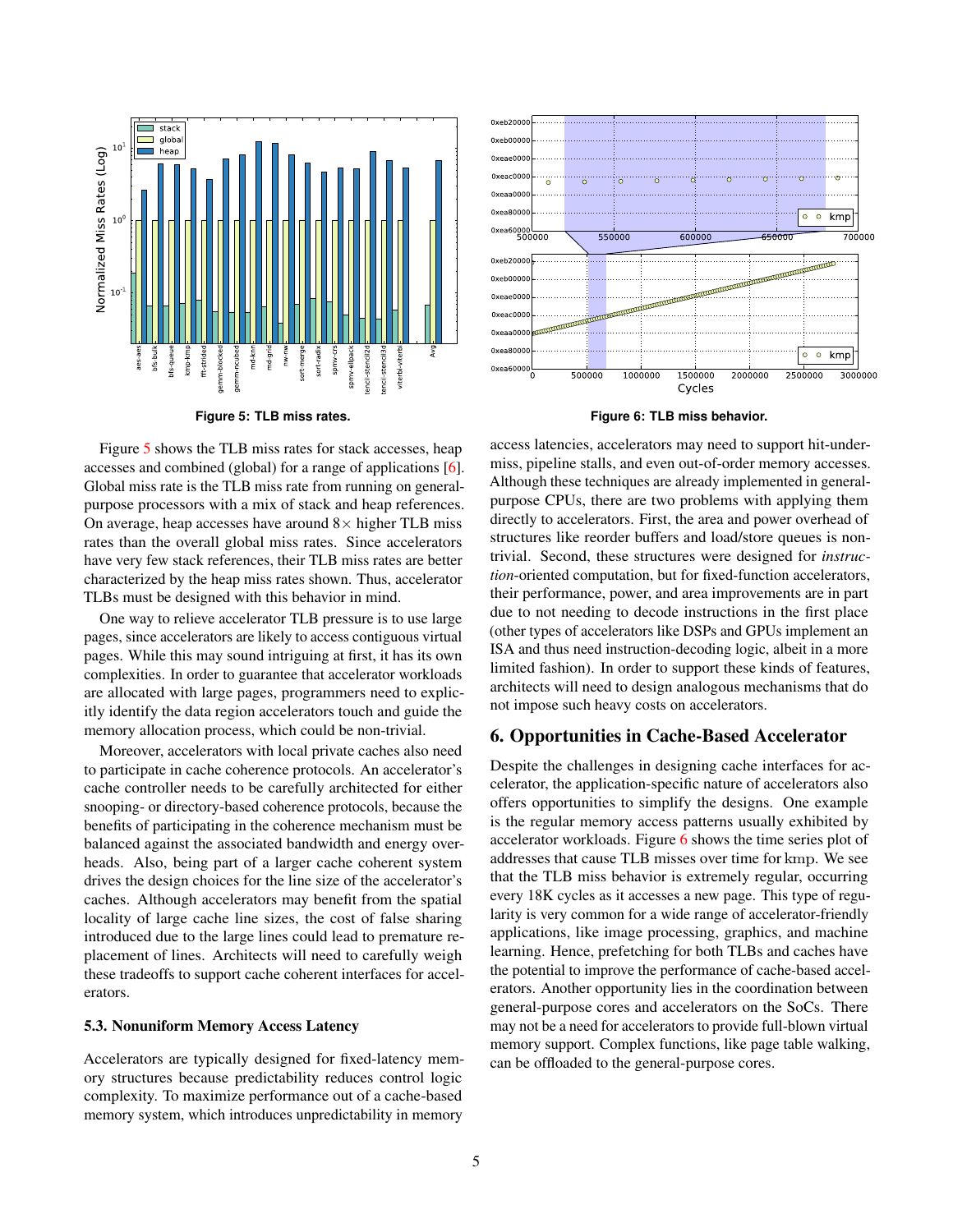**Figure 5: TLB miss rates.**

**Figure 6: TLB miss behavior.**

Figure 5 shows the TLB miss rates for stack accesses, heap accesses and combined (global) for a range of applications [6]. Global miss rate is the TLB miss rate from running on general-purpose processors with a mix of stack and heap references. On average, heap accesses have around $8\times$ higher TLB miss rates than the overall global miss rates. Since accelerators have very few stack references, their TLB miss rates are better characterized by the heap miss rates shown. Thus, accelerator TLBs must be designed with this behavior in mind.

One way to relieve accelerator TLB pressure is to use large pages, since accelerators are likely to access contiguous virtual pages. While this may sound intriguing at first, it has its own complexities. In order to guarantee that accelerator workloads are allocated with large pages, programmers need to explicitly identify the data region accelerators touch and guide the memory allocation process, which could be non-trivial.

Moreover, accelerators with local private caches also need to participate in cache coherence protocols. An accelerator's cache controller needs to be carefully architected for either snooping- or directory-based coherence protocols, because the benefits of participating in the coherence mechanism must be balanced against the associated bandwidth and energy overheads. Also, being part of a larger cache coherent system drives the design choices for the line size of the accelerator's caches. Although accelerators may benefit from the spatial locality of large cache line sizes, the cost of false sharing introduced due to the large lines could lead to premature replacement of lines. Architects will need to carefully weigh these tradeoffs to support cache coherent interfaces for accelerators.

### 5.3. Nonuniform Memory Access Latency

Accelerators are typically designed for fixed-latency memory structures because predictability reduces control logic complexity. To maximize performance out of a cache-based memory system, which introduces unpredictability in memory access latencies, accelerators may need to support hit-under-miss, pipeline stalls, and even out-of-order memory accesses. Although these techniques are already implemented in general-purpose CPUs, there are two problems with applying them directly to accelerators. First, the area and power overhead of structures like reorder buffers and load/store queues is non-trivial. Second, these structures were designed for *instruction*-oriented computation, but for fixed-function accelerators, their performance, power, and area improvements are in part due to not needing to decode instructions in the first place (other types of accelerators like DSPs and GPUs implement an ISA and thus need instruction-decoding logic, albeit in a more limited fashion). In order to support these kinds of features, architects will need to design analogous mechanisms that do not impose such heavy costs on accelerators.

## 6. Opportunities in Cache-Based Accelerator

Despite the challenges in designing cache interfaces for accelerator, the application-specific nature of accelerators also offers opportunities to simplify the designs. One example is the regular memory access patterns usually exhibited by accelerator workloads. Figure 6 shows the time series plot of addresses that cause TLB misses over time for kmp. We see that the TLB miss behavior is extremely regular, occurring every 18K cycles as it accesses a new page. This type of regularity is very common for a wide range of accelerator-friendly applications, like image processing, graphics, and machine learning. Hence, prefetching for both TLBs and caches have the potential to improve the performance of cache-based accelerators. Another opportunity lies in the coordination between general-purpose cores and accelerators on the SoCs. There may not be a need for accelerators to provide full-blown virtual memory support. Complex functions, like page table walking, can be offloaded to the general-purpose cores.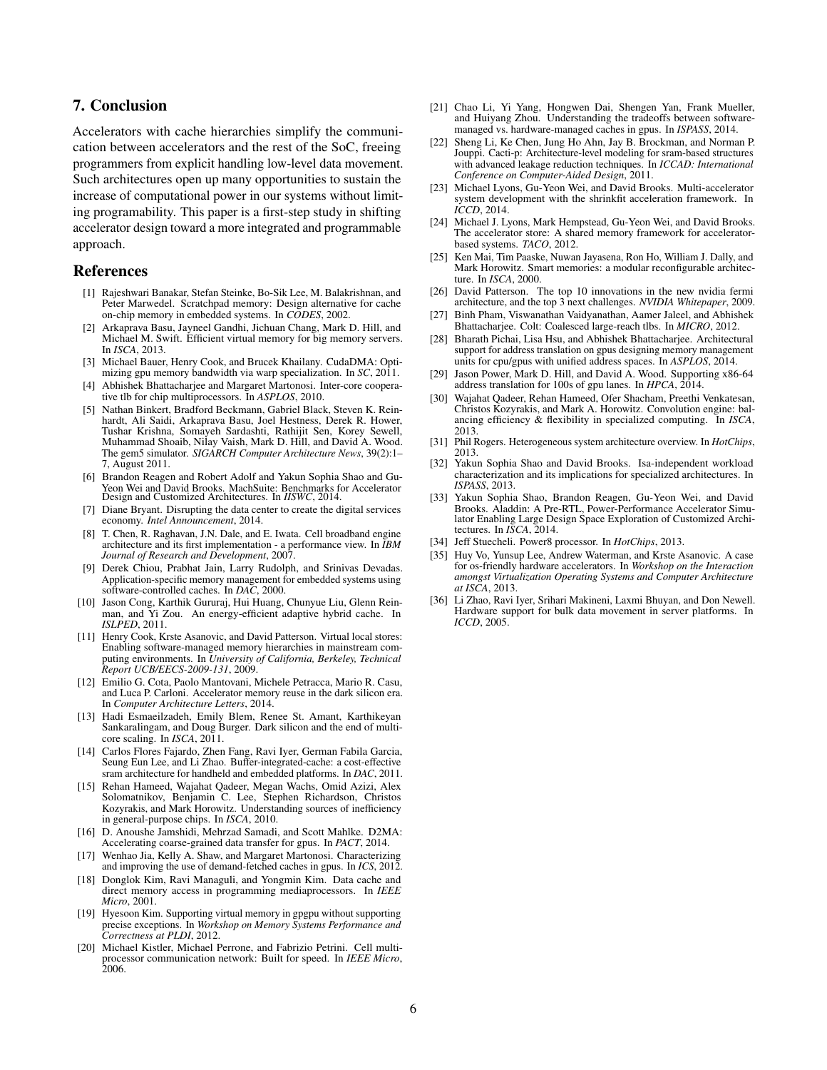## 7. Conclusion

Accelerators with cache hierarchies simplify the communication between accelerators and the rest of the SoC, freeing programmers from explicit handling low-level data movement. Such architectures open up many opportunities to sustain the increase of computational power in our systems without limiting programability. This paper is a first-step study in shifting accelerator design toward a more integrated and programmable approach.

## References

[1] Rajeshwari Banakar, Stefan Steinke, Bo-Sik Lee, M. Balakrishnan, and Peter Marwedel. Scratchpad memory: Design alternative for cache on-chip memory in embedded systems. In *CODES*, 2002.

[2] Arkaprava Basu, Jayneel Gandhi, Jichuan Chang, Mark D. Hill, and Michael M. Swift. Efficient virtual memory for big memory servers. In *ISCA*, 2013.

[3] Michael Bauer, Henry Cook, and Brucek Khailany. CudaDMA: Optimizing gpu memory bandwidth via warp specialization. In *SC*, 2011.

[4] Abhishek Bhattacharjee and Margaret Martonosi. Inter-core cooperative tlb for chip multiprocessors. In *ASPLOS*, 2010.

[5] Nathan Binkert, Bradford Beckmann, Gabriel Black, Steven K. Reinhardt, Ali Saidi, Arkaprava Basu, Joel Hestness, Derek R. Hower, Tushar Krishna, Somayeh Sardashti, Rathijit Sen, Korey Sewell, Muhammad Shoaib, Nilay Vaish, Mark D. Hill, and David A. Wood. The gem5 simulator. *SIGARCH Computer Architecture News*, 39(2):1–7, August 2011.

[6] Brandon Reagen and Robert Adolf and Yakun Sophia Shao and Gu-Yeon Wei and David Brooks. MachSuite: Benchmarks for Accelerator Design and Customized Architectures. In *IISWC*, 2014.

[7] Diane Bryant. Disrupting the data center to create the digital services economy. *Intel Announcement*, 2014.

[8] T. Chen, R. Raghavan, J.N. Dale, and E. Iwata. Cell broadband engine architecture and its first implementation - a performance view. In *IBM Journal of Research and Development*, 2007.

[9] Derek Chiou, Prabhat Jain, Larry Rudolph, and Srinivas Devadas. Application-specific memory management for embedded systems using software-controlled caches. In *DAC*, 2000.

[10] Jason Cong, Karthik Gururaj, Hui Huang, Chunyue Liu, Glenn Reinman, and Yi Zou. An energy-efficient adaptive hybrid cache. In *ISLPED*, 2011.

[11] Henry Cook, Krste Asanovic, and David Patterson. Virtual local stores: Enabling software-managed memory hierarchies in mainstream computing environments. In *University of California, Berkeley, Technical Report UCB/EECS-2009-131*, 2009.

[12] Emilio G. Cota, Paolo Mantovani, Michele Petracca, Mario R. Casu, and Luca P. Carloni. Accelerator memory reuse in the dark silicon era. In *Computer Architecture Letters*, 2014.

[13] Hadi Esmaeilzadeh, Emily Blem, Renee St. Amant, Karthikeyan Sankaralingam, and Doug Burger. Dark silicon and the end of multicore scaling. In *ISCA*, 2011.

[14] Carlos Flores Fajardo, Zhen Fang, Ravi Iyer, German Fabila Garcia, Seung Eun Lee, and Li Zhao. Buffer-integrated-cache: a cost-effective sram architecture for handheld and embedded platforms. In *DAC*, 2011.

[15] Rehan Hameed, Wajahat Qadeer, Megan Wachs, Omid Azizi, Alex Solomatnikov, Benjamin C. Lee, Stephen Richardson, Christos Kozyrakis, and Mark Horowitz. Understanding sources of inefficiency in general-purpose chips. In *ISCA*, 2010.

[16] D. Anoushe Jamshidi, Mehrzad Samadi, and Scott Mahlke. D2MA: Accelerating coarse-grained data transfer for gpus. In *PACT*, 2014.

[17] Wenhao Jia, Kelly A. Shaw, and Margaret Martonosi. Characterizing and improving the use of demand-fetched caches in gpus. In *ICS*, 2012.

[18] Donglok Kim, Ravi Managuli, and Yongmin Kim. Data cache and direct memory access in programming mediaprocessors. In *IEEE Micro*, 2001.

[19] Hyesoon Kim. Supporting virtual memory in gpgpu without supporting precise exceptions. In *Workshop on Memory Systems Performance and Correctness at PLDI*, 2012.

[20] Michael Kistler, Michael Perrone, and Fabrizio Petrini. Cell multiprocessor communication network: Built for speed. In *IEEE Micro*, 2006.

[21] Chao Li, Yi Yang, Hongwen Dai, Shengen Yan, Frank Mueller, and Huiyang Zhou. Understanding the tradeoffs between software-managed vs. hardware-managed caches in gpus. In *ISPASS*, 2014.

[22] Sheng Li, Ke Chen, Jung Ho Ahn, Jay B. Brockman, and Norman P. Jouppi. Cacti-p: Architecture-level modeling for sram-based structures with advanced leakage reduction techniques. In *ICCAD: International Conference on Computer-Aided Design*, 2011.

[23] Michael Lyons, Gu-Yeon Wei, and David Brooks. Multi-accelerator system development with the shrinkfit acceleration framework. In *ICCD*, 2014.

[24] Michael J. Lyons, Mark Hempstead, Gu-Yeon Wei, and David Brooks. The accelerator store: A shared memory framework for accelerator-based systems. *TACO*, 2012.

[25] Ken Mai, Tim Paaske, Nuwan Jayasena, Ron Ho, William J. Dally, and Mark Horowitz. Smart memories: a modular reconfigurable architecture. In *ISCA*, 2000.

[26] David Patterson. The top 10 innovations in the new nvidia fermi architecture, and the top 3 next challenges. *NVIDIA Whitepaper*, 2009.

[27] Binh Pham, Viswanathan Vaidyanathan, Aamer Jaleel, and Abhishek Bhattacharjee. Colt: Coalesced large-reach tlbs. In *MICRO*, 2012.

[28] Bharath Pichai, Lisa Hsu, and Abhishek Bhattacharjee. Architectural support for address translation on gpus designing memory management units for cpu/gpus with unified address spaces. In *ASPLOS*, 2014.

[29] Jason Power, Mark D. Hill, and David A. Wood. Supporting x86-64 address translation for 100s of gpu lanes. In *HPCA*, 2014.

[30] Wajahat Qadeer, Rehan Hameed, Ofer Shacham, Preethi Venkatesan, Christos Kozyrakis, and Mark A. Horowitz. Convolution engine: balancing efficiency & flexibility in specialized computing. In *ISCA*, 2013.

[31] Phil Rogers. Heterogeneous system architecture overview. In *HotChips*, 2013.

[32] Yakun Sophia Shao and David Brooks. Isa-independent workload characterization and its implications for specialized architectures. In *ISPASS*, 2013.

[33] Yakun Sophia Shao, Brandon Reagen, Gu-Yeon Wei, and David Brooks. Aladdin: A Pre-RTL, Power-Performance Accelerator Simulator Enabling Large Design Space Exploration of Customized Architectures. In *ISCA*, 2014.

[34] Jeff Stuecheli. Power8 processor. In *HotChips*, 2013.

[35] Huy Vo, Yunsup Lee, Andrew Waterman, and Krste Asanovic. A case for os-friendly hardware accelerators. In *Workshop on the Interaction amongst Virtualization Operating Systems and Computer Architecture at ISCA*, 2013.

[36] Li Zhao, Ravi Iyer, Srihari Makineni, Laxmi Bhuyan, and Don Newell. Hardware support for bulk data movement in server platforms. In *ICCD*, 2005.